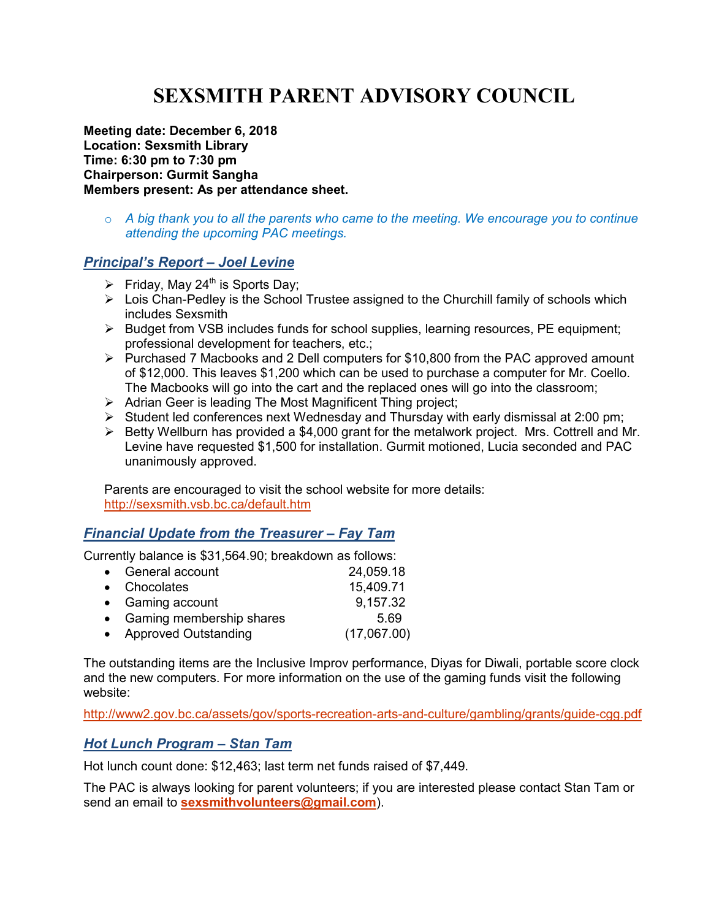# SEXSMITH PARENT ADVISORY COUNCIL

**Meeting date: December 6, 2018**
**Location: Sexsmith Library**
**Time: 6:30 pm to 7:30 pm**
**Chairperson: Gurmit Sangha**
**Members present: As per attendance sheet.**

- *A big thank you to all the parents who came to the meeting. We encourage you to continue attending the upcoming PAC meetings.*

## *Principal's Report – Joel Levine*

- Friday, May 24th is Sports Day;
- Lois Chan-Pedley is the School Trustee assigned to the Churchill family of schools which includes Sexsmith
- Budget from VSB includes funds for school supplies, learning resources, PE equipment; professional development for teachers, etc.;
- Purchased 7 Macbooks and 2 Dell computers for $10,800 from the PAC approved amount of $12,000. This leaves $1,200 which can be used to purchase a computer for Mr. Coello. The Macbooks will go into the cart and the replaced ones will go into the classroom;
- Adrian Geer is leading The Most Magnificent Thing project;
- Student led conferences next Wednesday and Thursday with early dismissal at 2:00 pm;
- Betty Wellburn has provided a $4,000 grant for the metalwork project. Mrs. Cottrell and Mr. Levine have requested $1,500 for installation. Gurmit motioned, Lucia seconded and PAC unanimously approved.

Parents are encouraged to visit the school website for more details: http://sexsmith.vsb.bc.ca/default.htm

## *Financial Update from the Treasurer – Fay Tam*

Currently balance is $31,564.90; breakdown as follows:

| Account | Amount |
|---|---|
| General account | 24,059.18 |
| Chocolates | 15,409.71 |
| Gaming account | 9,157.32 |
| Gaming membership shares | 5.69 |
| Approved Outstanding | (17,067.00) |

The outstanding items are the Inclusive Improv performance, Diyas for Diwali, portable score clock and the new computers. For more information on the use of the gaming funds visit the following website:

http://www2.gov.bc.ca/assets/gov/sports-recreation-arts-and-culture/gambling/grants/guide-cgg.pdf

## *Hot Lunch Program – Stan Tam*

Hot lunch count done: $12,463; last term net funds raised of $7,449.

The PAC is always looking for parent volunteers; if you are interested please contact Stan Tam or send an email to **sexsmithvolunteers@gmail.com**).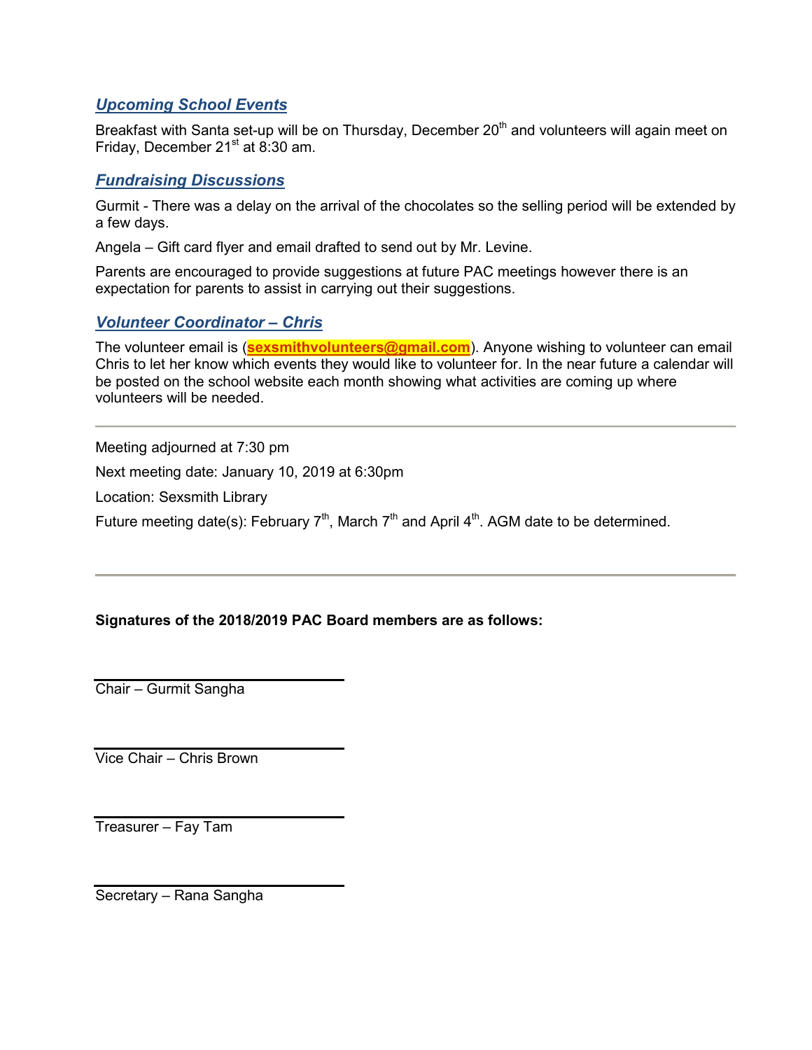## ***Upcoming School Events***

Breakfast with Santa set-up will be on Thursday, December 20th and volunteers will again meet on Friday, December 21st at 8:30 am.

## ***Fundraising Discussions***

Gurmit - There was a delay on the arrival of the chocolates so the selling period will be extended by a few days.

Angela – Gift card flyer and email drafted to send out by Mr. Levine.

Parents are encouraged to provide suggestions at future PAC meetings however there is an expectation for parents to assist in carrying out their suggestions.

## ***Volunteer Coordinator – Chris***

The volunteer email is (**sexsmithvolunteers@gmail.com**). Anyone wishing to volunteer can email Chris to let her know which events they would like to volunteer for. In the near future a calendar will be posted on the school website each month showing what activities are coming up where volunteers will be needed.

---

Meeting adjourned at 7:30 pm

Next meeting date: January 10, 2019 at 6:30pm

Location: Sexsmith Library

Future meeting date(s): February 7th, March 7th and April 4th. AGM date to be determined.

---

**Signatures of the 2018/2019 PAC Board members are as follows:**

\_\_\_\_\_\_\_\_\_\_\_\_\_\_\_\_\_\_\_\_\_\_\_\_\_\_\_\_\_\_\_\_

Chair – Gurmit Sangha

\_\_\_\_\_\_\_\_\_\_\_\_\_\_\_\_\_\_\_\_\_\_\_\_\_\_\_\_\_\_\_\_

Vice Chair – Chris Brown

\_\_\_\_\_\_\_\_\_\_\_\_\_\_\_\_\_\_\_\_\_\_\_\_\_\_\_\_\_\_\_\_

Treasurer – Fay Tam

\_\_\_\_\_\_\_\_\_\_\_\_\_\_\_\_\_\_\_\_\_\_\_\_\_\_\_\_\_\_\_\_

Secretary – Rana Sangha